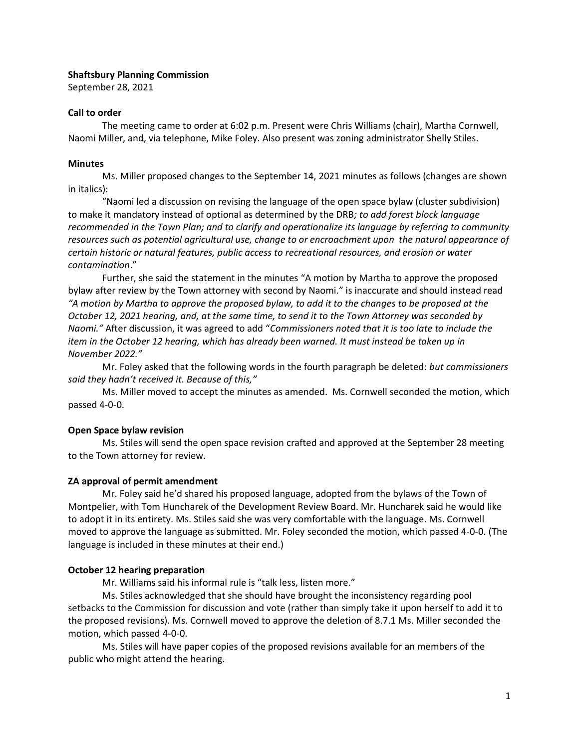**Shaftsbury Planning Commission**
September 28, 2021

**Call to order**

The meeting came to order at 6:02 p.m. Present were Chris Williams (chair), Martha Cornwell, Naomi Miller, and, via telephone, Mike Foley. Also present was zoning administrator Shelly Stiles.

**Minutes**

Ms. Miller proposed changes to the September 14, 2021 minutes as follows (changes are shown in italics):

"Naomi led a discussion on revising the language of the open space bylaw (cluster subdivision) to make it mandatory instead of optional as determined by the DRB*; to add forest block language recommended in the Town Plan; and to clarify and operationalize its language by referring to community resources such as potential agricultural use, change to or encroachment upon the natural appearance of certain historic or natural features, public access to recreational resources, and erosion or water contamination*."

Further, she said the statement in the minutes "A motion by Martha to approve the proposed bylaw after review by the Town attorney with second by Naomi." is inaccurate and should instead read *"A motion by Martha to approve the proposed bylaw, to add it to the changes to be proposed at the October 12, 2021 hearing, and, at the same time, to send it to the Town Attorney was seconded by Naomi."* After discussion, it was agreed to add "*Commissioners noted that it is too late to include the item in the October 12 hearing, which has already been warned. It must instead be taken up in November 2022."*

Mr. Foley asked that the following words in the fourth paragraph be deleted: *but commissioners said they hadn't received it. Because of this,"*

Ms. Miller moved to accept the minutes as amended. Ms. Cornwell seconded the motion, which passed 4-0-0.

**Open Space bylaw revision**

Ms. Stiles will send the open space revision crafted and approved at the September 28 meeting to the Town attorney for review.

**ZA approval of permit amendment**

Mr. Foley said he'd shared his proposed language, adopted from the bylaws of the Town of Montpelier, with Tom Huncharek of the Development Review Board. Mr. Huncharek said he would like to adopt it in its entirety. Ms. Stiles said she was very comfortable with the language. Ms. Cornwell moved to approve the language as submitted. Mr. Foley seconded the motion, which passed 4-0-0. (The language is included in these minutes at their end.)

**October 12 hearing preparation**

Mr. Williams said his informal rule is "talk less, listen more."

Ms. Stiles acknowledged that she should have brought the inconsistency regarding pool setbacks to the Commission for discussion and vote (rather than simply take it upon herself to add it to the proposed revisions). Ms. Cornwell moved to approve the deletion of 8.7.1 Ms. Miller seconded the motion, which passed 4-0-0.

Ms. Stiles will have paper copies of the proposed revisions available for an members of the public who might attend the hearing.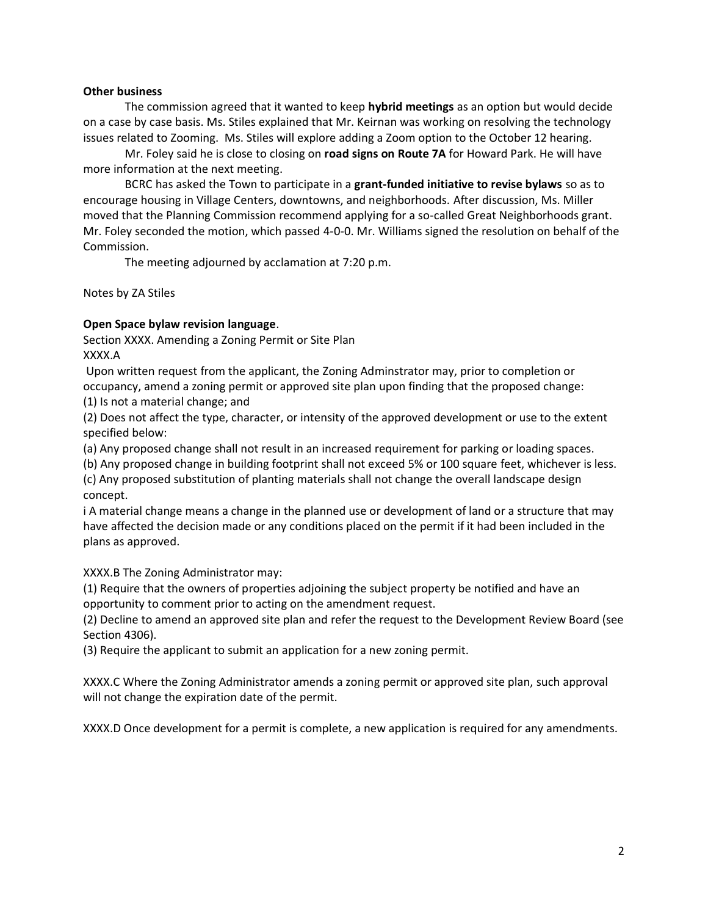**Other business**

The commission agreed that it wanted to keep **hybrid meetings** as an option but would decide on a case by case basis. Ms. Stiles explained that Mr. Keirnan was working on resolving the technology issues related to Zooming. Ms. Stiles will explore adding a Zoom option to the October 12 hearing.

Mr. Foley said he is close to closing on **road signs on Route 7A** for Howard Park. He will have more information at the next meeting.

BCRC has asked the Town to participate in a **grant-funded initiative to revise bylaws** so as to encourage housing in Village Centers, downtowns, and neighborhoods. After discussion, Ms. Miller moved that the Planning Commission recommend applying for a so-called Great Neighborhoods grant. Mr. Foley seconded the motion, which passed 4-0-0. Mr. Williams signed the resolution on behalf of the Commission.

The meeting adjourned by acclamation at 7:20 p.m.

Notes by ZA Stiles

**Open Space bylaw revision language**.

Section XXXX. Amending a Zoning Permit or Site Plan

XXXX.A

Upon written request from the applicant, the Zoning Adminstrator may, prior to completion or occupancy, amend a zoning permit or approved site plan upon finding that the proposed change:

(1) Is not a material change; and

(2) Does not affect the type, character, or intensity of the approved development or use to the extent specified below:

(a) Any proposed change shall not result in an increased requirement for parking or loading spaces.

(b) Any proposed change in building footprint shall not exceed 5% or 100 square feet, whichever is less.

(c) Any proposed substitution of planting materials shall not change the overall landscape design concept.

i A material change means a change in the planned use or development of land or a structure that may have affected the decision made or any conditions placed on the permit if it had been included in the plans as approved.

XXXX.B The Zoning Administrator may:

(1) Require that the owners of properties adjoining the subject property be notified and have an opportunity to comment prior to acting on the amendment request.

(2) Decline to amend an approved site plan and refer the request to the Development Review Board (see Section 4306).

(3) Require the applicant to submit an application for a new zoning permit.

XXXX.C Where the Zoning Administrator amends a zoning permit or approved site plan, such approval will not change the expiration date of the permit.

XXXX.D Once development for a permit is complete, a new application is required for any amendments.